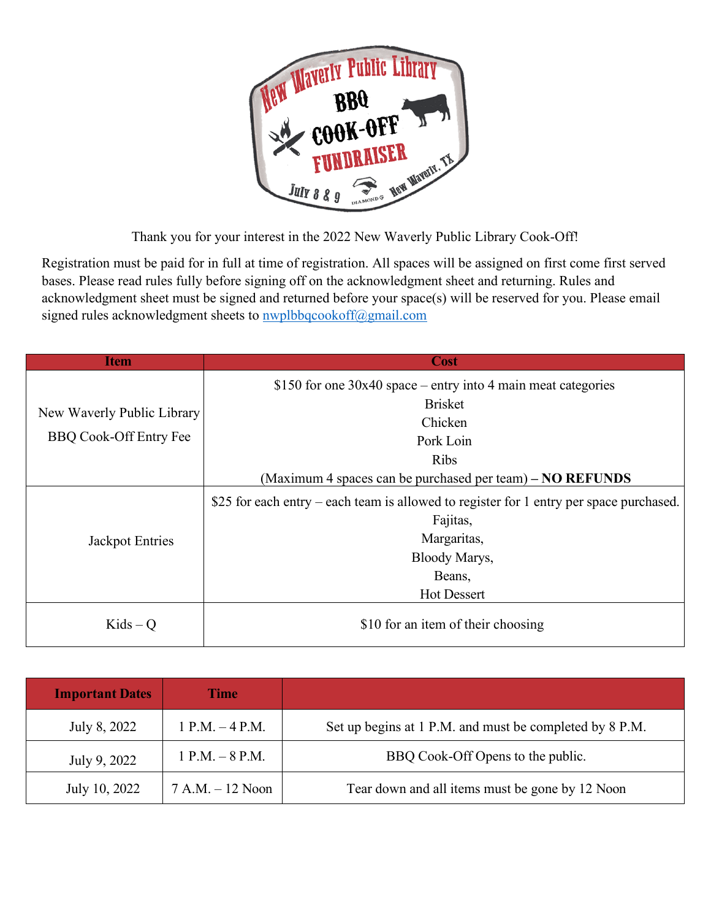# New Waverly Public Library BBQ COOK-OFF FUNDRAISER

July 8 & 9 — New Waverly, TX

Thank you for your interest in the 2022 New Waverly Public Library Cook-Off!

Registration must be paid for in full at time of registration. All spaces will be assigned on first come first served bases. Please read rules fully before signing off on the acknowledgment sheet and returning. Rules and acknowledgment sheet must be signed and returned before your space(s) will be reserved for you. Please email signed rules acknowledgment sheets to nwplbbqcookoff@gmail.com

| Item | Cost |
|---|---|
| New Waverly Public Library BBQ Cook-Off Entry Fee | $150 for one 30x40 space – entry into 4 main meat categories<br>Brisket<br>Chicken<br>Pork Loin<br>Ribs<br>(Maximum 4 spaces can be purchased per team) **– NO REFUNDS** |
| Jackpot Entries | $25 for each entry – each team is allowed to register for 1 entry per space purchased.<br>Fajitas,<br>Margaritas,<br>Bloody Marys,<br>Beans,<br>Hot Dessert |
| Kids – Q | $10 for an item of their choosing |

| Important Dates | Time | |
|---|---|---|
| July 8, 2022 | 1 P.M. – 4 P.M. | Set up begins at 1 P.M. and must be completed by 8 P.M. |
| July 9, 2022 | 1 P.M. – 8 P.M. | BBQ Cook-Off Opens to the public. |
| July 10, 2022 | 7 A.M. – 12 Noon | Tear down and all items must be gone by 12 Noon |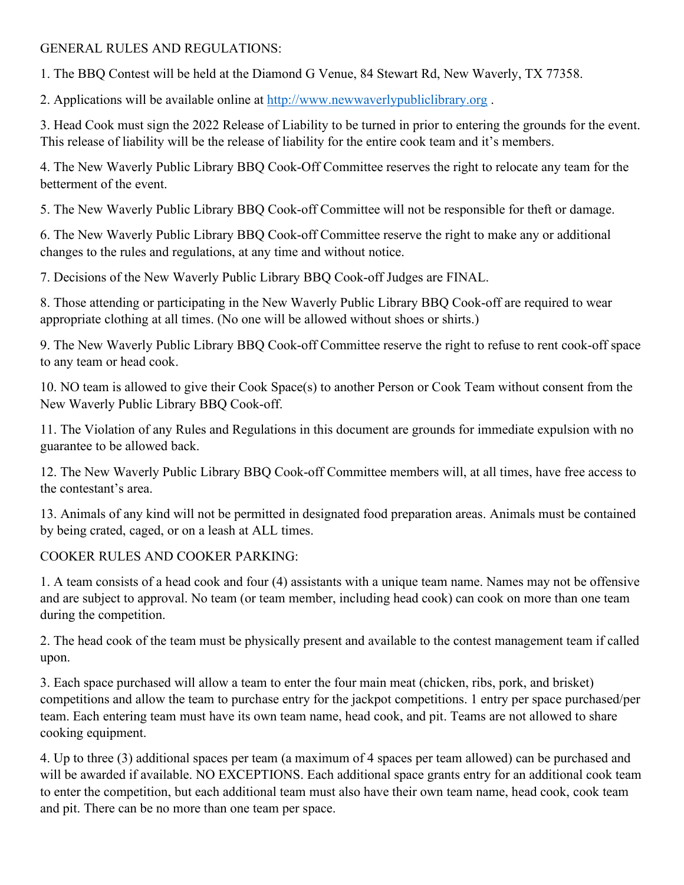GENERAL RULES AND REGULATIONS:

1. The BBQ Contest will be held at the Diamond G Venue, 84 Stewart Rd, New Waverly, TX 77358.

2. Applications will be available online at http://www.newwaverlypubliclibrary.org .

3. Head Cook must sign the 2022 Release of Liability to be turned in prior to entering the grounds for the event. This release of liability will be the release of liability for the entire cook team and it's members.

4. The New Waverly Public Library BBQ Cook-Off Committee reserves the right to relocate any team for the betterment of the event.

5. The New Waverly Public Library BBQ Cook-off Committee will not be responsible for theft or damage.

6. The New Waverly Public Library BBQ Cook-off Committee reserve the right to make any or additional changes to the rules and regulations, at any time and without notice.

7. Decisions of the New Waverly Public Library BBQ Cook-off Judges are FINAL.

8. Those attending or participating in the New Waverly Public Library BBQ Cook-off are required to wear appropriate clothing at all times. (No one will be allowed without shoes or shirts.)

9. The New Waverly Public Library BBQ Cook-off Committee reserve the right to refuse to rent cook-off space to any team or head cook.

10. NO team is allowed to give their Cook Space(s) to another Person or Cook Team without consent from the New Waverly Public Library BBQ Cook-off.

11. The Violation of any Rules and Regulations in this document are grounds for immediate expulsion with no guarantee to be allowed back.

12. The New Waverly Public Library BBQ Cook-off Committee members will, at all times, have free access to the contestant's area.

13. Animals of any kind will not be permitted in designated food preparation areas. Animals must be contained by being crated, caged, or on a leash at ALL times.

COOKER RULES AND COOKER PARKING:

1. A team consists of a head cook and four (4) assistants with a unique team name. Names may not be offensive and are subject to approval. No team (or team member, including head cook) can cook on more than one team during the competition.

2. The head cook of the team must be physically present and available to the contest management team if called upon.

3. Each space purchased will allow a team to enter the four main meat (chicken, ribs, pork, and brisket) competitions and allow the team to purchase entry for the jackpot competitions. 1 entry per space purchased/per team. Each entering team must have its own team name, head cook, and pit. Teams are not allowed to share cooking equipment.

4. Up to three (3) additional spaces per team (a maximum of 4 spaces per team allowed) can be purchased and will be awarded if available. NO EXCEPTIONS. Each additional space grants entry for an additional cook team to enter the competition, but each additional team must also have their own team name, head cook, cook team and pit. There can be no more than one team per space.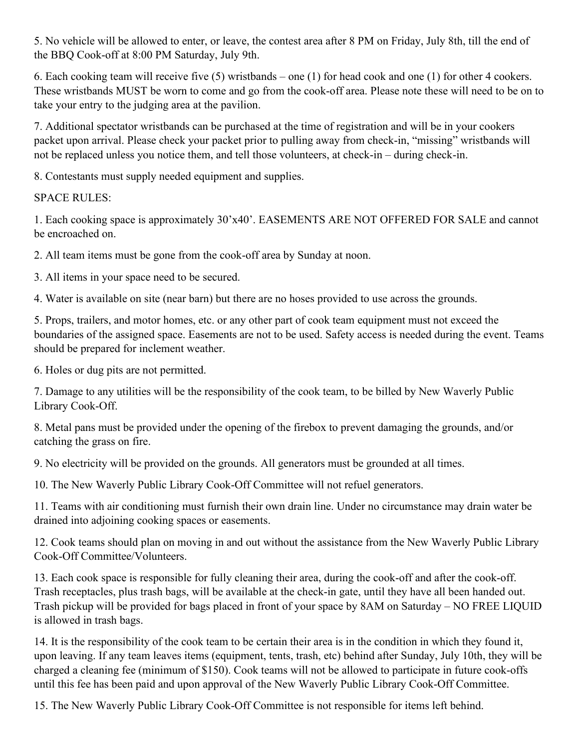5. No vehicle will be allowed to enter, or leave, the contest area after 8 PM on Friday, July 8th, till the end of the BBQ Cook-off at 8:00 PM Saturday, July 9th.

6. Each cooking team will receive five (5) wristbands – one (1) for head cook and one (1) for other 4 cookers. These wristbands MUST be worn to come and go from the cook-off area. Please note these will need to be on to take your entry to the judging area at the pavilion.

7. Additional spectator wristbands can be purchased at the time of registration and will be in your cookers packet upon arrival. Please check your packet prior to pulling away from check-in, "missing" wristbands will not be replaced unless you notice them, and tell those volunteers, at check-in – during check-in.

8. Contestants must supply needed equipment and supplies.

SPACE RULES:

1. Each cooking space is approximately 30'x40'. EASEMENTS ARE NOT OFFERED FOR SALE and cannot be encroached on.

2. All team items must be gone from the cook-off area by Sunday at noon.

3. All items in your space need to be secured.

4. Water is available on site (near barn) but there are no hoses provided to use across the grounds.

5. Props, trailers, and motor homes, etc. or any other part of cook team equipment must not exceed the boundaries of the assigned space. Easements are not to be used. Safety access is needed during the event. Teams should be prepared for inclement weather.

6. Holes or dug pits are not permitted.

7. Damage to any utilities will be the responsibility of the cook team, to be billed by New Waverly Public Library Cook-Off.

8. Metal pans must be provided under the opening of the firebox to prevent damaging the grounds, and/or catching the grass on fire.

9. No electricity will be provided on the grounds. All generators must be grounded at all times.

10. The New Waverly Public Library Cook-Off Committee will not refuel generators.

11. Teams with air conditioning must furnish their own drain line. Under no circumstance may drain water be drained into adjoining cooking spaces or easements.

12. Cook teams should plan on moving in and out without the assistance from the New Waverly Public Library Cook-Off Committee/Volunteers.

13. Each cook space is responsible for fully cleaning their area, during the cook-off and after the cook-off. Trash receptacles, plus trash bags, will be available at the check-in gate, until they have all been handed out. Trash pickup will be provided for bags placed in front of your space by 8AM on Saturday – NO FREE LIQUID is allowed in trash bags.

14. It is the responsibility of the cook team to be certain their area is in the condition in which they found it, upon leaving. If any team leaves items (equipment, tents, trash, etc) behind after Sunday, July 10th, they will be charged a cleaning fee (minimum of $150). Cook teams will not be allowed to participate in future cook-offs until this fee has been paid and upon approval of the New Waverly Public Library Cook-Off Committee.

15. The New Waverly Public Library Cook-Off Committee is not responsible for items left behind.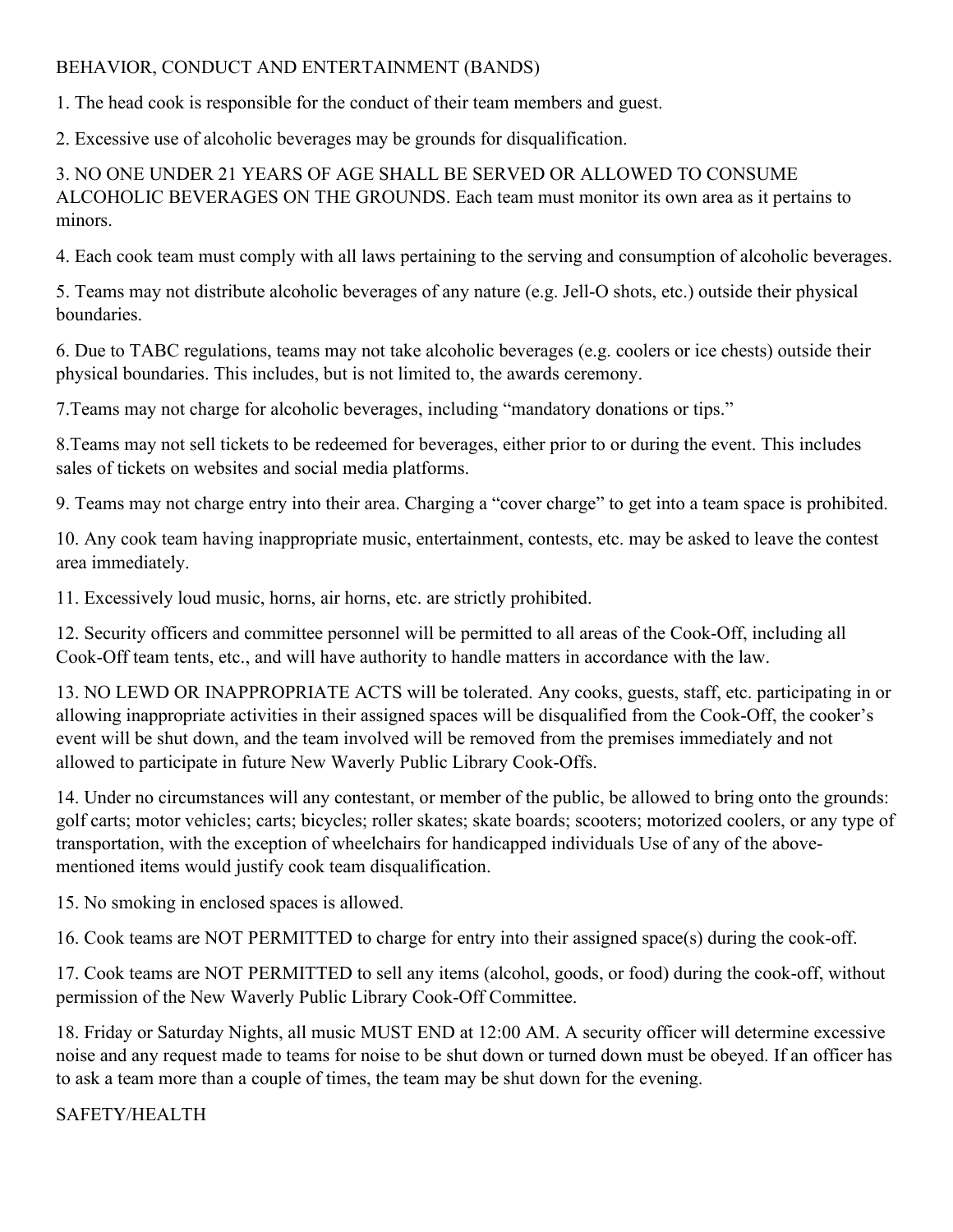## BEHAVIOR, CONDUCT AND ENTERTAINMENT (BANDS)

1. The head cook is responsible for the conduct of their team members and guest.

2. Excessive use of alcoholic beverages may be grounds for disqualification.

3. NO ONE UNDER 21 YEARS OF AGE SHALL BE SERVED OR ALLOWED TO CONSUME ALCOHOLIC BEVERAGES ON THE GROUNDS. Each team must monitor its own area as it pertains to minors.

4. Each cook team must comply with all laws pertaining to the serving and consumption of alcoholic beverages.

5. Teams may not distribute alcoholic beverages of any nature (e.g. Jell-O shots, etc.) outside their physical boundaries.

6. Due to TABC regulations, teams may not take alcoholic beverages (e.g. coolers or ice chests) outside their physical boundaries. This includes, but is not limited to, the awards ceremony.

7.Teams may not charge for alcoholic beverages, including "mandatory donations or tips."

8.Teams may not sell tickets to be redeemed for beverages, either prior to or during the event. This includes sales of tickets on websites and social media platforms.

9. Teams may not charge entry into their area. Charging a "cover charge" to get into a team space is prohibited.

10. Any cook team having inappropriate music, entertainment, contests, etc. may be asked to leave the contest area immediately.

11. Excessively loud music, horns, air horns, etc. are strictly prohibited.

12. Security officers and committee personnel will be permitted to all areas of the Cook-Off, including all Cook-Off team tents, etc., and will have authority to handle matters in accordance with the law.

13. NO LEWD OR INAPPROPRIATE ACTS will be tolerated. Any cooks, guests, staff, etc. participating in or allowing inappropriate activities in their assigned spaces will be disqualified from the Cook-Off, the cooker's event will be shut down, and the team involved will be removed from the premises immediately and not allowed to participate in future New Waverly Public Library Cook-Offs.

14. Under no circumstances will any contestant, or member of the public, be allowed to bring onto the grounds: golf carts; motor vehicles; carts; bicycles; roller skates; skate boards; scooters; motorized coolers, or any type of transportation, with the exception of wheelchairs for handicapped individuals Use of any of the above-mentioned items would justify cook team disqualification.

15. No smoking in enclosed spaces is allowed.

16. Cook teams are NOT PERMITTED to charge for entry into their assigned space(s) during the cook-off.

17. Cook teams are NOT PERMITTED to sell any items (alcohol, goods, or food) during the cook-off, without permission of the New Waverly Public Library Cook-Off Committee.

18. Friday or Saturday Nights, all music MUST END at 12:00 AM. A security officer will determine excessive noise and any request made to teams for noise to be shut down or turned down must be obeyed. If an officer has to ask a team more than a couple of times, the team may be shut down for the evening.

## SAFETY/HEALTH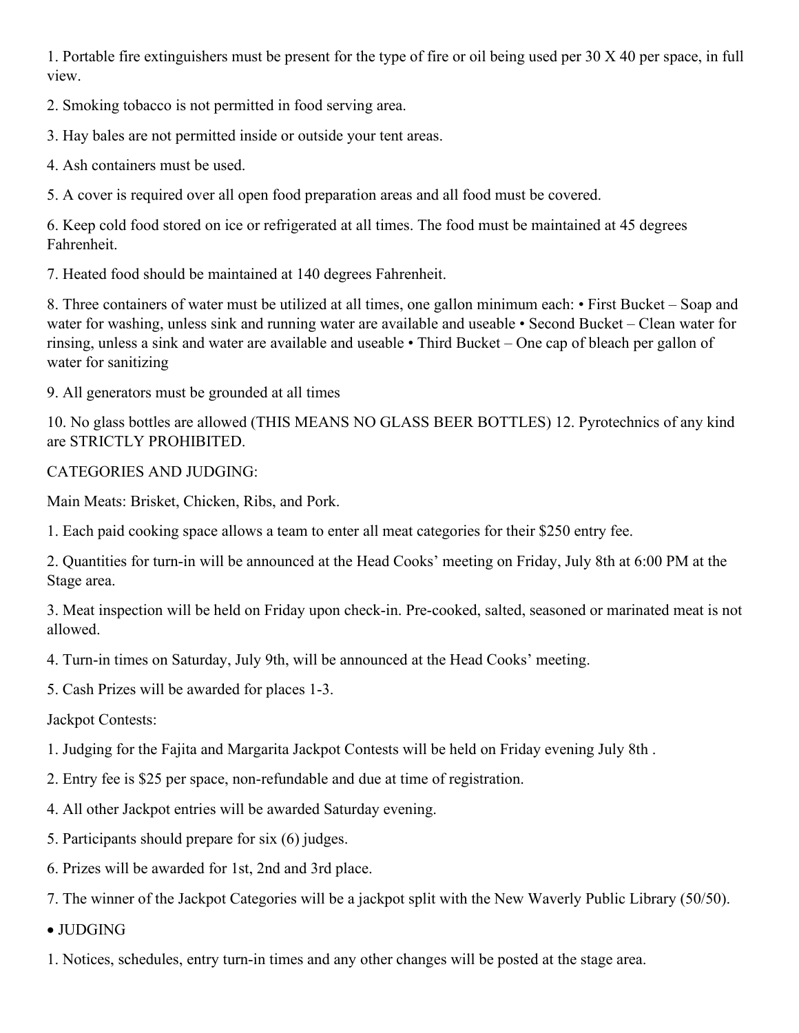1. Portable fire extinguishers must be present for the type of fire or oil being used per 30 X 40 per space, in full view.

2. Smoking tobacco is not permitted in food serving area.

3. Hay bales are not permitted inside or outside your tent areas.

4. Ash containers must be used.

5. A cover is required over all open food preparation areas and all food must be covered.

6. Keep cold food stored on ice or refrigerated at all times. The food must be maintained at 45 degrees Fahrenheit.

7. Heated food should be maintained at 140 degrees Fahrenheit.

8. Three containers of water must be utilized at all times, one gallon minimum each: • First Bucket – Soap and water for washing, unless sink and running water are available and useable • Second Bucket – Clean water for rinsing, unless a sink and water are available and useable • Third Bucket – One cap of bleach per gallon of water for sanitizing

9. All generators must be grounded at all times

10. No glass bottles are allowed (THIS MEANS NO GLASS BEER BOTTLES) 12. Pyrotechnics of any kind are STRICTLY PROHIBITED.

CATEGORIES AND JUDGING:

Main Meats: Brisket, Chicken, Ribs, and Pork.

1. Each paid cooking space allows a team to enter all meat categories for their $250 entry fee.

2. Quantities for turn-in will be announced at the Head Cooks' meeting on Friday, July 8th at 6:00 PM at the Stage area.

3. Meat inspection will be held on Friday upon check-in. Pre-cooked, salted, seasoned or marinated meat is not allowed.

4. Turn-in times on Saturday, July 9th, will be announced at the Head Cooks' meeting.

5. Cash Prizes will be awarded for places 1-3.

Jackpot Contests:

1. Judging for the Fajita and Margarita Jackpot Contests will be held on Friday evening July 8th .

2. Entry fee is $25 per space, non-refundable and due at time of registration.

4. All other Jackpot entries will be awarded Saturday evening.

5. Participants should prepare for six (6) judges.

6. Prizes will be awarded for 1st, 2nd and 3rd place.

7. The winner of the Jackpot Categories will be a jackpot split with the New Waverly Public Library (50/50).

- JUDGING

1. Notices, schedules, entry turn-in times and any other changes will be posted at the stage area.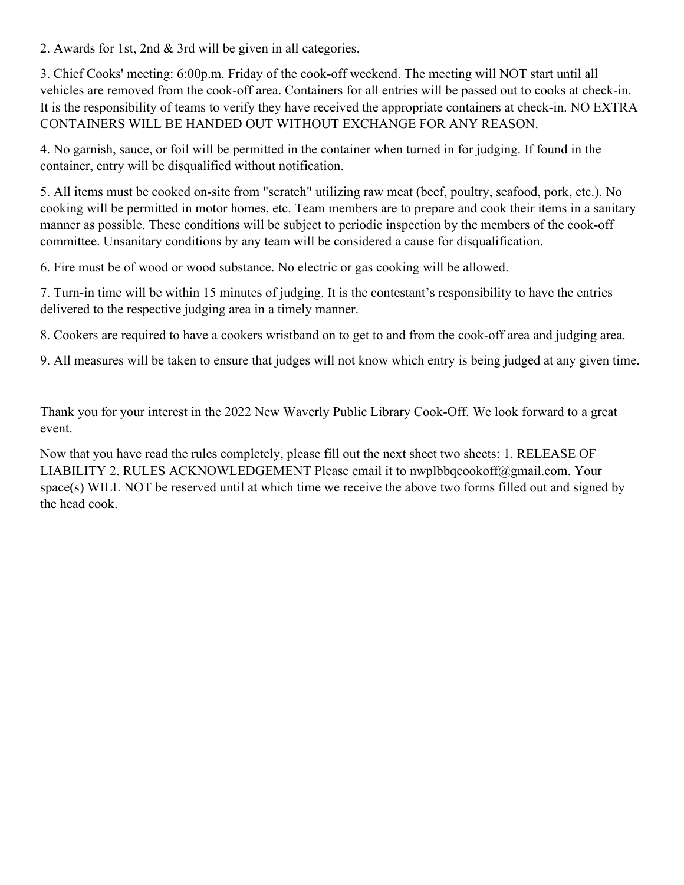2. Awards for 1st, 2nd & 3rd will be given in all categories.

3. Chief Cooks' meeting: 6:00p.m. Friday of the cook-off weekend. The meeting will NOT start until all vehicles are removed from the cook-off area. Containers for all entries will be passed out to cooks at check-in. It is the responsibility of teams to verify they have received the appropriate containers at check-in. NO EXTRA CONTAINERS WILL BE HANDED OUT WITHOUT EXCHANGE FOR ANY REASON.

4. No garnish, sauce, or foil will be permitted in the container when turned in for judging. If found in the container, entry will be disqualified without notification.

5. All items must be cooked on-site from "scratch" utilizing raw meat (beef, poultry, seafood, pork, etc.). No cooking will be permitted in motor homes, etc. Team members are to prepare and cook their items in a sanitary manner as possible. These conditions will be subject to periodic inspection by the members of the cook-off committee. Unsanitary conditions by any team will be considered a cause for disqualification.

6. Fire must be of wood or wood substance. No electric or gas cooking will be allowed.

7. Turn-in time will be within 15 minutes of judging. It is the contestant's responsibility to have the entries delivered to the respective judging area in a timely manner.

8. Cookers are required to have a cookers wristband on to get to and from the cook-off area and judging area.

9. All measures will be taken to ensure that judges will not know which entry is being judged at any given time.

Thank you for your interest in the 2022 New Waverly Public Library Cook-Off. We look forward to a great event.

Now that you have read the rules completely, please fill out the next sheet two sheets: 1. RELEASE OF LIABILITY 2. RULES ACKNOWLEDGEMENT Please email it to nwplbbqcookoff@gmail.com. Your space(s) WILL NOT be reserved until at which time we receive the above two forms filled out and signed by the head cook.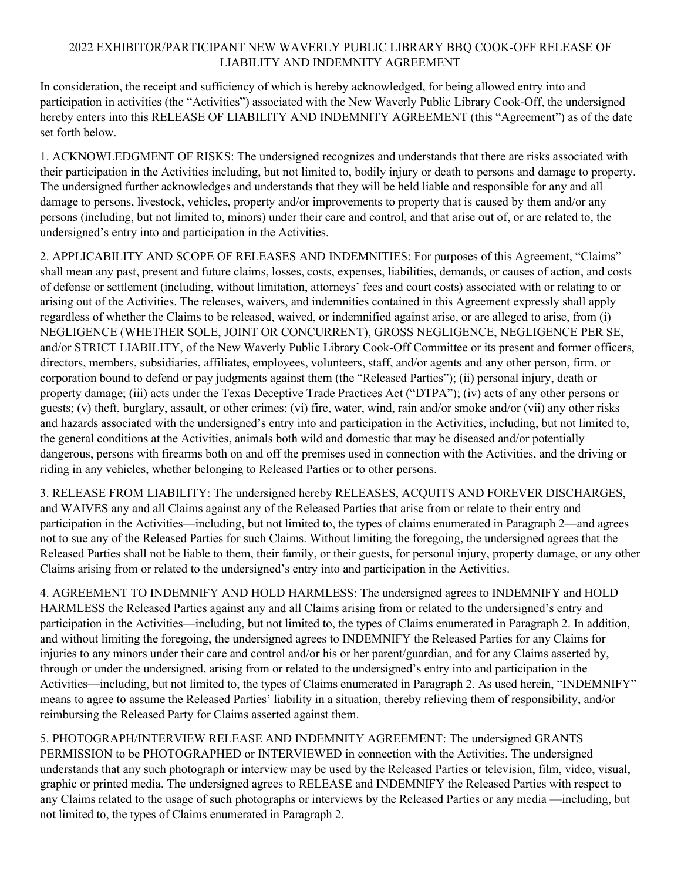# 2022 EXHIBITOR/PARTICIPANT NEW WAVERLY PUBLIC LIBRARY BBQ COOK-OFF RELEASE OF LIABILITY AND INDEMNITY AGREEMENT

In consideration, the receipt and sufficiency of which is hereby acknowledged, for being allowed entry into and participation in activities (the "Activities") associated with the New Waverly Public Library Cook-Off, the undersigned hereby enters into this RELEASE OF LIABILITY AND INDEMNITY AGREEMENT (this "Agreement") as of the date set forth below.

1. ACKNOWLEDGMENT OF RISKS: The undersigned recognizes and understands that there are risks associated with their participation in the Activities including, but not limited to, bodily injury or death to persons and damage to property. The undersigned further acknowledges and understands that they will be held liable and responsible for any and all damage to persons, livestock, vehicles, property and/or improvements to property that is caused by them and/or any persons (including, but not limited to, minors) under their care and control, and that arise out of, or are related to, the undersigned's entry into and participation in the Activities.

2. APPLICABILITY AND SCOPE OF RELEASES AND INDEMNITIES: For purposes of this Agreement, "Claims" shall mean any past, present and future claims, losses, costs, expenses, liabilities, demands, or causes of action, and costs of defense or settlement (including, without limitation, attorneys' fees and court costs) associated with or relating to or arising out of the Activities. The releases, waivers, and indemnities contained in this Agreement expressly shall apply regardless of whether the Claims to be released, waived, or indemnified against arise, or are alleged to arise, from (i) NEGLIGENCE (WHETHER SOLE, JOINT OR CONCURRENT), GROSS NEGLIGENCE, NEGLIGENCE PER SE, and/or STRICT LIABILITY, of the New Waverly Public Library Cook-Off Committee or its present and former officers, directors, members, subsidiaries, affiliates, employees, volunteers, staff, and/or agents and any other person, firm, or corporation bound to defend or pay judgments against them (the "Released Parties"); (ii) personal injury, death or property damage; (iii) acts under the Texas Deceptive Trade Practices Act ("DTPA"); (iv) acts of any other persons or guests; (v) theft, burglary, assault, or other crimes; (vi) fire, water, wind, rain and/or smoke and/or (vii) any other risks and hazards associated with the undersigned's entry into and participation in the Activities, including, but not limited to, the general conditions at the Activities, animals both wild and domestic that may be diseased and/or potentially dangerous, persons with firearms both on and off the premises used in connection with the Activities, and the driving or riding in any vehicles, whether belonging to Released Parties or to other persons.

3. RELEASE FROM LIABILITY: The undersigned hereby RELEASES, ACQUITS AND FOREVER DISCHARGES, and WAIVES any and all Claims against any of the Released Parties that arise from or relate to their entry and participation in the Activities—including, but not limited to, the types of claims enumerated in Paragraph 2—and agrees not to sue any of the Released Parties for such Claims. Without limiting the foregoing, the undersigned agrees that the Released Parties shall not be liable to them, their family, or their guests, for personal injury, property damage, or any other Claims arising from or related to the undersigned's entry into and participation in the Activities.

4. AGREEMENT TO INDEMNIFY AND HOLD HARMLESS: The undersigned agrees to INDEMNIFY and HOLD HARMLESS the Released Parties against any and all Claims arising from or related to the undersigned's entry and participation in the Activities—including, but not limited to, the types of Claims enumerated in Paragraph 2. In addition, and without limiting the foregoing, the undersigned agrees to INDEMNIFY the Released Parties for any Claims for injuries to any minors under their care and control and/or his or her parent/guardian, and for any Claims asserted by, through or under the undersigned, arising from or related to the undersigned's entry into and participation in the Activities—including, but not limited to, the types of Claims enumerated in Paragraph 2. As used herein, "INDEMNIFY" means to agree to assume the Released Parties' liability in a situation, thereby relieving them of responsibility, and/or reimbursing the Released Party for Claims asserted against them.

5. PHOTOGRAPH/INTERVIEW RELEASE AND INDEMNITY AGREEMENT: The undersigned GRANTS PERMISSION to be PHOTOGRAPHED or INTERVIEWED in connection with the Activities. The undersigned understands that any such photograph or interview may be used by the Released Parties or television, film, video, visual, graphic or printed media. The undersigned agrees to RELEASE and INDEMNIFY the Released Parties with respect to any Claims related to the usage of such photographs or interviews by the Released Parties or any media —including, but not limited to, the types of Claims enumerated in Paragraph 2.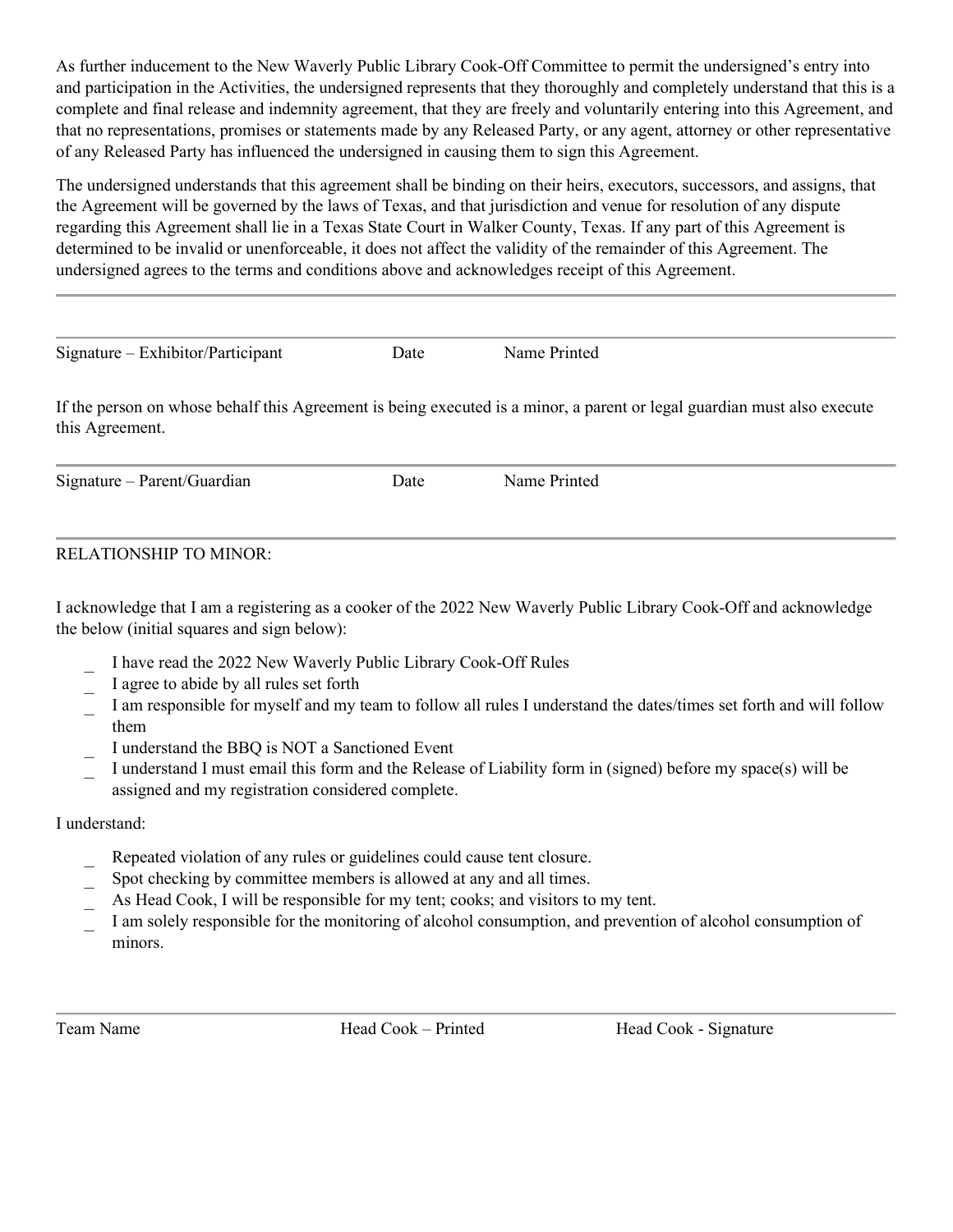As further inducement to the New Waverly Public Library Cook-Off Committee to permit the undersigned's entry into and participation in the Activities, the undersigned represents that they thoroughly and completely understand that this is a complete and final release and indemnity agreement, that they are freely and voluntarily entering into this Agreement, and that no representations, promises or statements made by any Released Party, or any agent, attorney or other representative of any Released Party has influenced the undersigned in causing them to sign this Agreement.

The undersigned understands that this agreement shall be binding on their heirs, executors, successors, and assigns, that the Agreement will be governed by the laws of Texas, and that jurisdiction and venue for resolution of any dispute regarding this Agreement shall lie in a Texas State Court in Walker County, Texas. If any part of this Agreement is determined to be invalid or unenforceable, it does not affect the validity of the remainder of this Agreement. The undersigned agrees to the terms and conditions above and acknowledges receipt of this Agreement.

---

---

Signature – Exhibitor/Participant        Date        Name Printed

If the person on whose behalf this Agreement is being executed is a minor, a parent or legal guardian must also execute this Agreement.

---

Signature – Parent/Guardian        Date        Name Printed

---

RELATIONSHIP TO MINOR:

I acknowledge that I am a registering as a cooker of the 2022 New Waverly Public Library Cook-Off and acknowledge the below (initial squares and sign below):

- _ I have read the 2022 New Waverly Public Library Cook-Off Rules
- _ I agree to abide by all rules set forth
- _ I am responsible for myself and my team to follow all rules I understand the dates/times set forth and will follow them
- _ I understand the BBQ is NOT a Sanctioned Event
- _ I understand I must email this form and the Release of Liability form in (signed) before my space(s) will be assigned and my registration considered complete.

I understand:

- _ Repeated violation of any rules or guidelines could cause tent closure.
- _ Spot checking by committee members is allowed at any and all times.
- _ As Head Cook, I will be responsible for my tent; cooks; and visitors to my tent.
- _ I am solely responsible for the monitoring of alcohol consumption, and prevention of alcohol consumption of minors.

---

Team Name        Head Cook – Printed        Head Cook - Signature